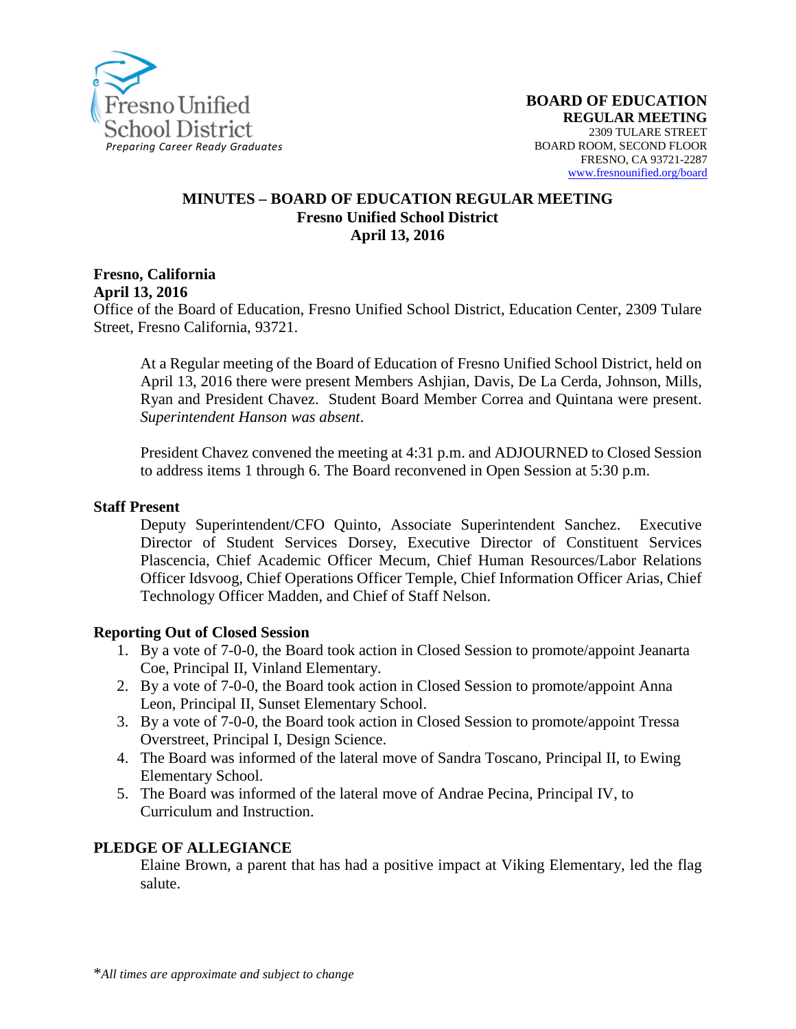Fresno Unified School District
*Preparing Career Ready Graduates*

**BOARD OF EDUCATION**
**REGULAR MEETING**
2309 TULARE STREET
BOARD ROOM, SECOND FLOOR
FRESNO, CA 93721-2287
www.fresnounified.org/board

# MINUTES – BOARD OF EDUCATION REGULAR MEETING
## Fresno Unified School District
## April 13, 2016

**Fresno, California**
**April 13, 2016**
Office of the Board of Education, Fresno Unified School District, Education Center, 2309 Tulare Street, Fresno California, 93721.

At a Regular meeting of the Board of Education of Fresno Unified School District, held on April 13, 2016 there were present Members Ashjian, Davis, De La Cerda, Johnson, Mills, Ryan and President Chavez. Student Board Member Correa and Quintana were present. *Superintendent Hanson was absent*.

President Chavez convened the meeting at 4:31 p.m. and ADJOURNED to Closed Session to address items 1 through 6. The Board reconvened in Open Session at 5:30 p.m.

**Staff Present**

Deputy Superintendent/CFO Quinto, Associate Superintendent Sanchez. Executive Director of Student Services Dorsey, Executive Director of Constituent Services Plascencia, Chief Academic Officer Mecum, Chief Human Resources/Labor Relations Officer Idsvoog, Chief Operations Officer Temple, Chief Information Officer Arias, Chief Technology Officer Madden, and Chief of Staff Nelson.

**Reporting Out of Closed Session**

1. By a vote of 7-0-0, the Board took action in Closed Session to promote/appoint Jeanarta Coe, Principal II, Vinland Elementary.
2. By a vote of 7-0-0, the Board took action in Closed Session to promote/appoint Anna Leon, Principal II, Sunset Elementary School.
3. By a vote of 7-0-0, the Board took action in Closed Session to promote/appoint Tressa Overstreet, Principal I, Design Science.
4. The Board was informed of the lateral move of Sandra Toscano, Principal II, to Ewing Elementary School.
5. The Board was informed of the lateral move of Andrae Pecina, Principal IV, to Curriculum and Instruction.

**PLEDGE OF ALLEGIANCE**

Elaine Brown, a parent that has had a positive impact at Viking Elementary, led the flag salute.

*All times are approximate and subject to change*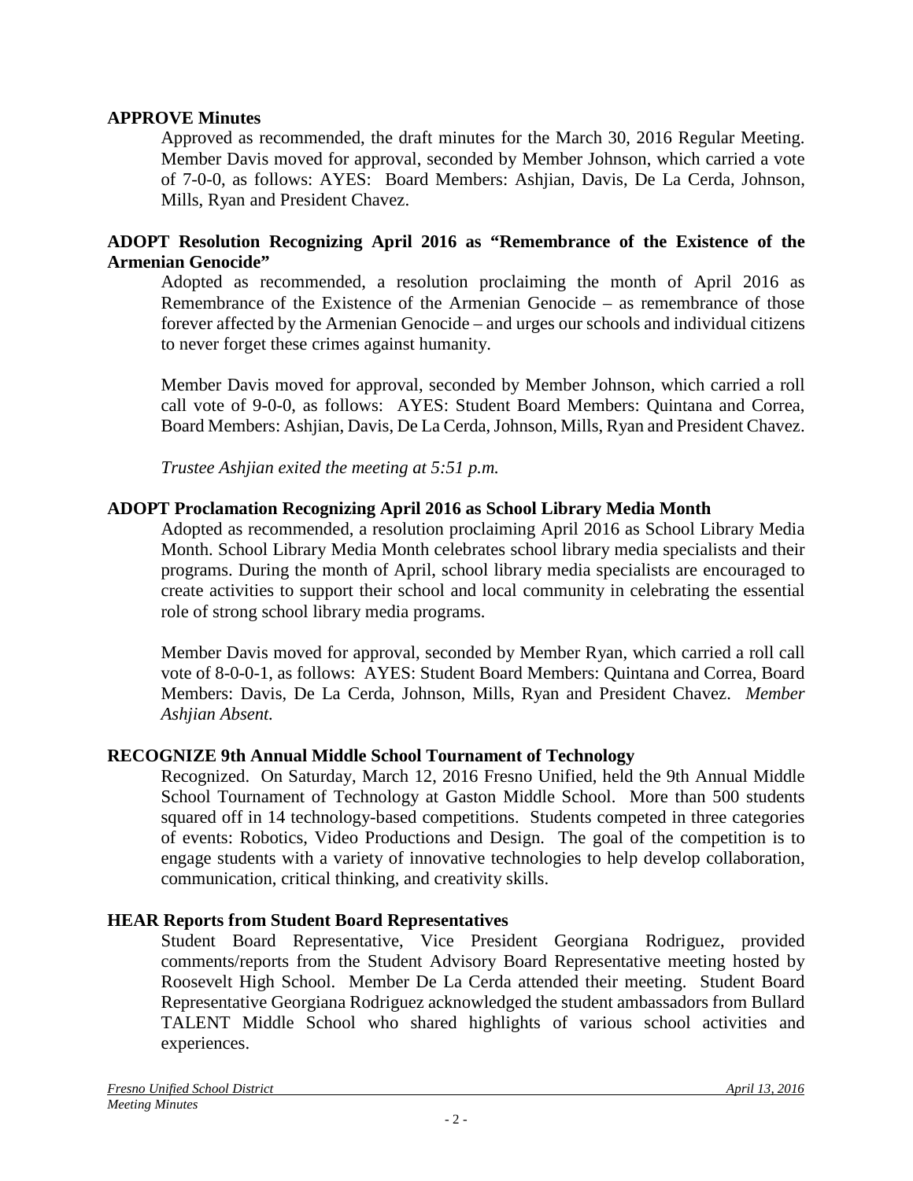**APPROVE Minutes**

Approved as recommended, the draft minutes for the March 30, 2016 Regular Meeting. Member Davis moved for approval, seconded by Member Johnson, which carried a vote of 7-0-0, as follows: AYES: Board Members: Ashjian, Davis, De La Cerda, Johnson, Mills, Ryan and President Chavez.

**ADOPT Resolution Recognizing April 2016 as "Remembrance of the Existence of the Armenian Genocide"**

Adopted as recommended, a resolution proclaiming the month of April 2016 as Remembrance of the Existence of the Armenian Genocide – as remembrance of those forever affected by the Armenian Genocide – and urges our schools and individual citizens to never forget these crimes against humanity.

Member Davis moved for approval, seconded by Member Johnson, which carried a roll call vote of 9-0-0, as follows: AYES: Student Board Members: Quintana and Correa, Board Members: Ashjian, Davis, De La Cerda, Johnson, Mills, Ryan and President Chavez.

*Trustee Ashjian exited the meeting at 5:51 p.m.*

**ADOPT Proclamation Recognizing April 2016 as School Library Media Month**

Adopted as recommended, a resolution proclaiming April 2016 as School Library Media Month. School Library Media Month celebrates school library media specialists and their programs. During the month of April, school library media specialists are encouraged to create activities to support their school and local community in celebrating the essential role of strong school library media programs.

Member Davis moved for approval, seconded by Member Ryan, which carried a roll call vote of 8-0-0-1, as follows: AYES: Student Board Members: Quintana and Correa, Board Members: Davis, De La Cerda, Johnson, Mills, Ryan and President Chavez. *Member Ashjian Absent.*

**RECOGNIZE 9th Annual Middle School Tournament of Technology**

Recognized. On Saturday, March 12, 2016 Fresno Unified, held the 9th Annual Middle School Tournament of Technology at Gaston Middle School. More than 500 students squared off in 14 technology-based competitions. Students competed in three categories of events: Robotics, Video Productions and Design. The goal of the competition is to engage students with a variety of innovative technologies to help develop collaboration, communication, critical thinking, and creativity skills.

**HEAR Reports from Student Board Representatives**

Student Board Representative, Vice President Georgiana Rodriguez, provided comments/reports from the Student Advisory Board Representative meeting hosted by Roosevelt High School. Member De La Cerda attended their meeting. Student Board Representative Georgiana Rodriguez acknowledged the student ambassadors from Bullard TALENT Middle School who shared highlights of various school activities and experiences.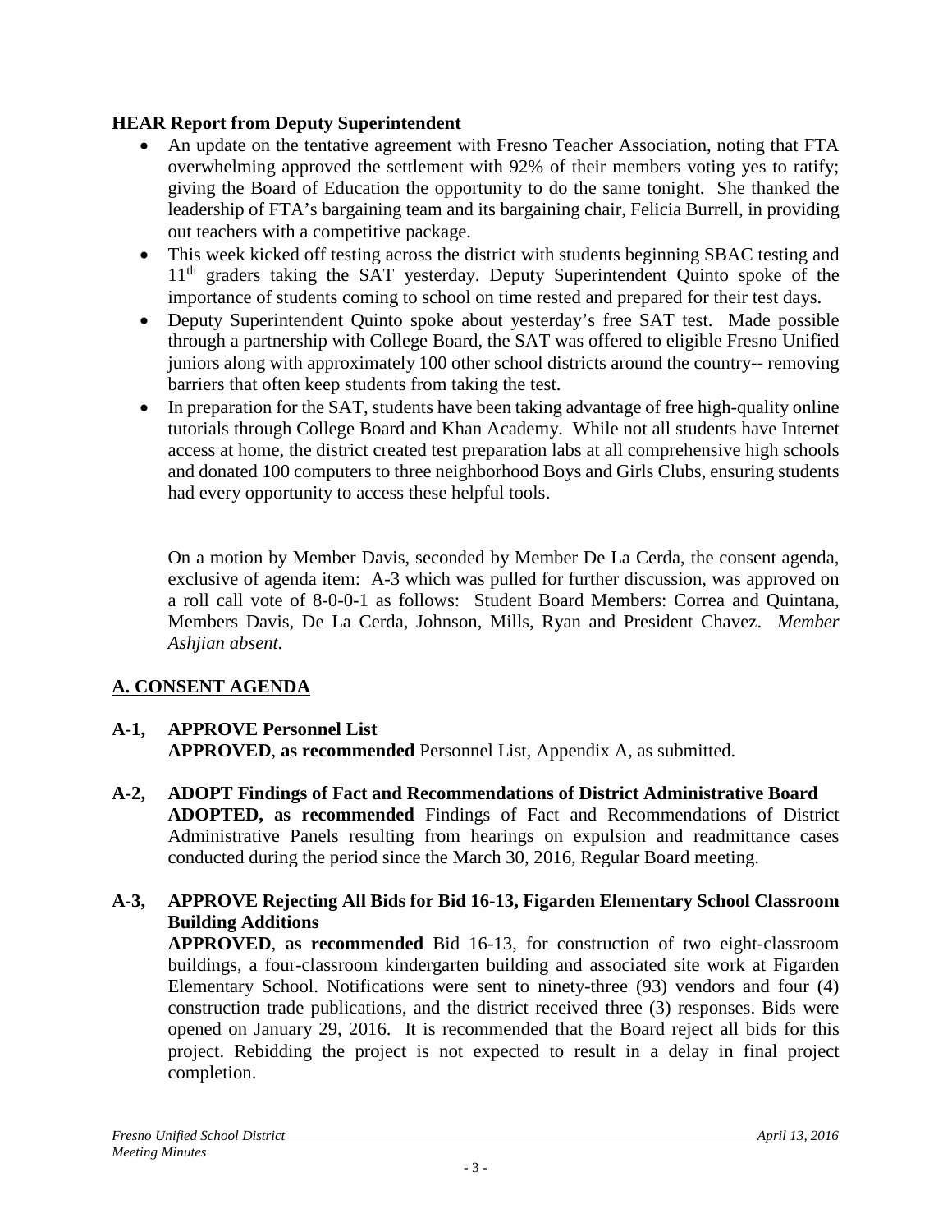**HEAR Report from Deputy Superintendent**

- An update on the tentative agreement with Fresno Teacher Association, noting that FTA overwhelming approved the settlement with 92% of their members voting yes to ratify; giving the Board of Education the opportunity to do the same tonight. She thanked the leadership of FTA's bargaining team and its bargaining chair, Felicia Burrell, in providing out teachers with a competitive package.
- This week kicked off testing across the district with students beginning SBAC testing and 11th graders taking the SAT yesterday. Deputy Superintendent Quinto spoke of the importance of students coming to school on time rested and prepared for their test days.
- Deputy Superintendent Quinto spoke about yesterday's free SAT test. Made possible through a partnership with College Board, the SAT was offered to eligible Fresno Unified juniors along with approximately 100 other school districts around the country-- removing barriers that often keep students from taking the test.
- In preparation for the SAT, students have been taking advantage of free high-quality online tutorials through College Board and Khan Academy. While not all students have Internet access at home, the district created test preparation labs at all comprehensive high schools and donated 100 computers to three neighborhood Boys and Girls Clubs, ensuring students had every opportunity to access these helpful tools.

On a motion by Member Davis, seconded by Member De La Cerda, the consent agenda, exclusive of agenda item: A-3 which was pulled for further discussion, was approved on a roll call vote of 8-0-0-1 as follows: Student Board Members: Correa and Quintana, Members Davis, De La Cerda, Johnson, Mills, Ryan and President Chavez. *Member Ashjian absent.*

## A. CONSENT AGENDA

**A-1, APPROVE Personnel List**
**APPROVED**, **as recommended** Personnel List, Appendix A, as submitted.

**A-2, ADOPT Findings of Fact and Recommendations of District Administrative Board**
**ADOPTED, as recommended** Findings of Fact and Recommendations of District Administrative Panels resulting from hearings on expulsion and readmittance cases conducted during the period since the March 30, 2016, Regular Board meeting.

**A-3, APPROVE Rejecting All Bids for Bid 16-13, Figarden Elementary School Classroom Building Additions**
**APPROVED**, **as recommended** Bid 16-13, for construction of two eight-classroom buildings, a four-classroom kindergarten building and associated site work at Figarden Elementary School. Notifications were sent to ninety-three (93) vendors and four (4) construction trade publications, and the district received three (3) responses. Bids were opened on January 29, 2016. It is recommended that the Board reject all bids for this project. Rebidding the project is not expected to result in a delay in final project completion.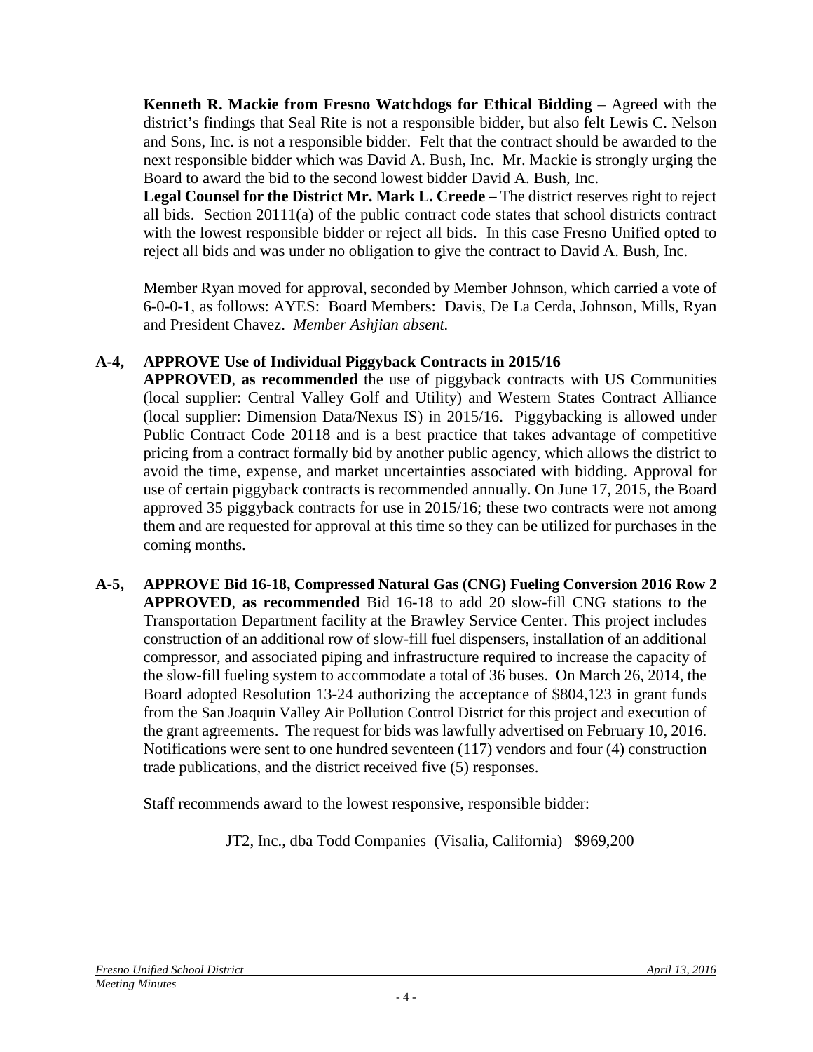**Kenneth R. Mackie from Fresno Watchdogs for Ethical Bidding** – Agreed with the district's findings that Seal Rite is not a responsible bidder, but also felt Lewis C. Nelson and Sons, Inc. is not a responsible bidder. Felt that the contract should be awarded to the next responsible bidder which was David A. Bush, Inc. Mr. Mackie is strongly urging the Board to award the bid to the second lowest bidder David A. Bush, Inc.
**Legal Counsel for the District Mr. Mark L. Creede –** The district reserves right to reject all bids. Section 20111(a) of the public contract code states that school districts contract with the lowest responsible bidder or reject all bids. In this case Fresno Unified opted to reject all bids and was under no obligation to give the contract to David A. Bush, Inc.

Member Ryan moved for approval, seconded by Member Johnson, which carried a vote of 6-0-0-1, as follows: AYES: Board Members: Davis, De La Cerda, Johnson, Mills, Ryan and President Chavez. *Member Ashjian absent.*

**A-4, APPROVE Use of Individual Piggyback Contracts in 2015/16**
**APPROVED**, **as recommended** the use of piggyback contracts with US Communities (local supplier: Central Valley Golf and Utility) and Western States Contract Alliance (local supplier: Dimension Data/Nexus IS) in 2015/16. Piggybacking is allowed under Public Contract Code 20118 and is a best practice that takes advantage of competitive pricing from a contract formally bid by another public agency, which allows the district to avoid the time, expense, and market uncertainties associated with bidding. Approval for use of certain piggyback contracts is recommended annually. On June 17, 2015, the Board approved 35 piggyback contracts for use in 2015/16; these two contracts were not among them and are requested for approval at this time so they can be utilized for purchases in the coming months.

**A-5, APPROVE Bid 16-18, Compressed Natural Gas (CNG) Fueling Conversion 2016 Row 2**
**APPROVED**, **as recommended** Bid 16-18 to add 20 slow-fill CNG stations to the Transportation Department facility at the Brawley Service Center. This project includes construction of an additional row of slow-fill fuel dispensers, installation of an additional compressor, and associated piping and infrastructure required to increase the capacity of the slow-fill fueling system to accommodate a total of 36 buses. On March 26, 2014, the Board adopted Resolution 13-24 authorizing the acceptance of $804,123 in grant funds from the San Joaquin Valley Air Pollution Control District for this project and execution of the grant agreements. The request for bids was lawfully advertised on February 10, 2016. Notifications were sent to one hundred seventeen (117) vendors and four (4) construction trade publications, and the district received five (5) responses.

Staff recommends award to the lowest responsive, responsible bidder:

JT2, Inc., dba Todd Companies (Visalia, California) $969,200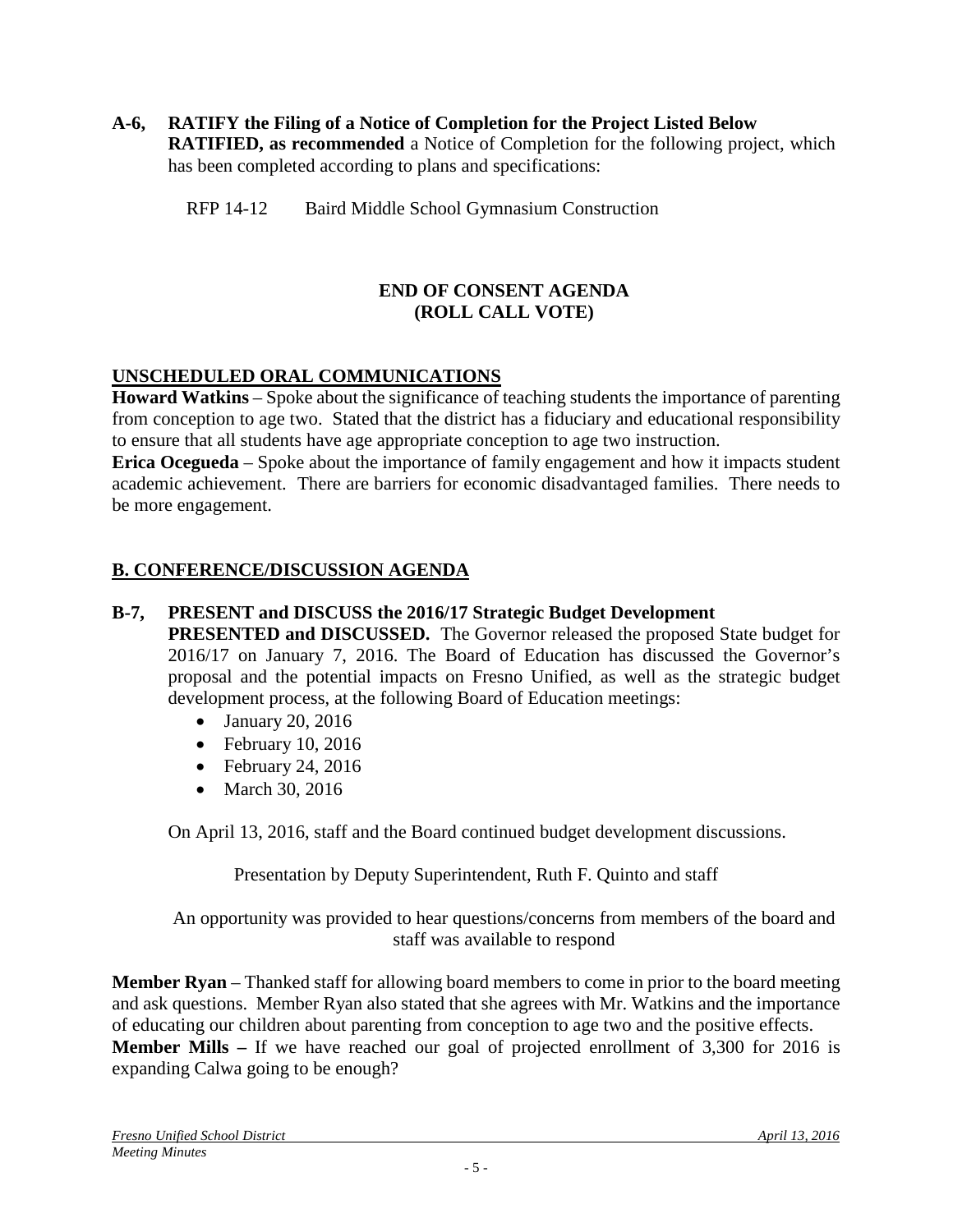**A-6, RATIFY the Filing of a Notice of Completion for the Project Listed Below**
**RATIFIED, as recommended** a Notice of Completion for the following project, which has been completed according to plans and specifications:

RFP 14-12 Baird Middle School Gymnasium Construction

**END OF CONSENT AGENDA**
**(ROLL CALL VOTE)**

## UNSCHEDULED ORAL COMMUNICATIONS

**Howard Watkins** – Spoke about the significance of teaching students the importance of parenting from conception to age two. Stated that the district has a fiduciary and educational responsibility to ensure that all students have age appropriate conception to age two instruction.

**Erica Ocegueda** – Spoke about the importance of family engagement and how it impacts student academic achievement. There are barriers for economic disadvantaged families. There needs to be more engagement.

## B. CONFERENCE/DISCUSSION AGENDA

**B-7, PRESENT and DISCUSS the 2016/17 Strategic Budget Development**
**PRESENTED and DISCUSSED.** The Governor released the proposed State budget for 2016/17 on January 7, 2016. The Board of Education has discussed the Governor's proposal and the potential impacts on Fresno Unified, as well as the strategic budget development process, at the following Board of Education meetings:

- January 20, 2016
- February 10, 2016
- February 24, 2016
- March 30, 2016

On April 13, 2016, staff and the Board continued budget development discussions.

Presentation by Deputy Superintendent, Ruth F. Quinto and staff

An opportunity was provided to hear questions/concerns from members of the board and staff was available to respond

**Member Ryan** – Thanked staff for allowing board members to come in prior to the board meeting and ask questions. Member Ryan also stated that she agrees with Mr. Watkins and the importance of educating our children about parenting from conception to age two and the positive effects.

**Member Mills –** If we have reached our goal of projected enrollment of 3,300 for 2016 is expanding Calwa going to be enough?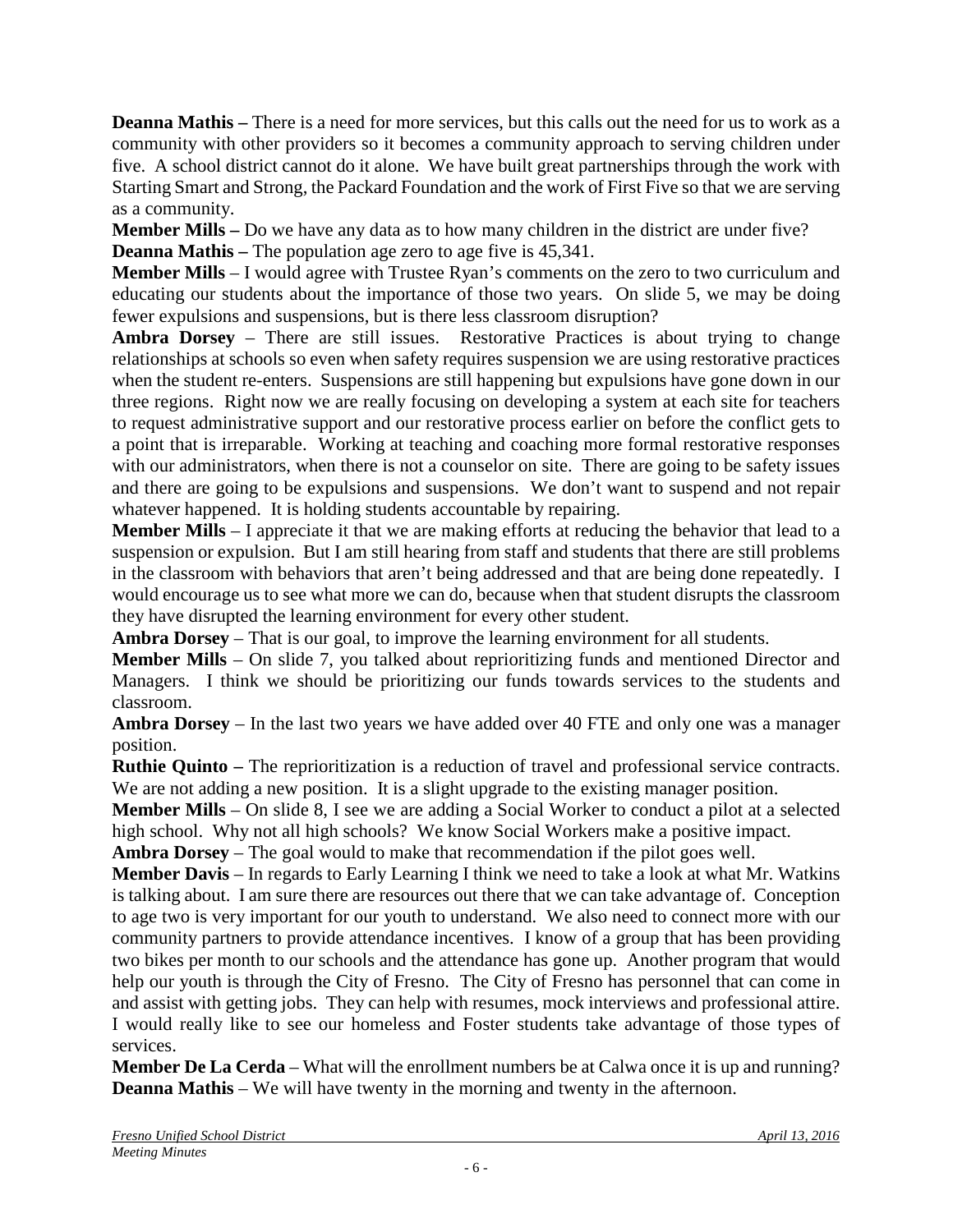**Deanna Mathis –** There is a need for more services, but this calls out the need for us to work as a community with other providers so it becomes a community approach to serving children under five. A school district cannot do it alone. We have built great partnerships through the work with Starting Smart and Strong, the Packard Foundation and the work of First Five so that we are serving as a community.

**Member Mills –** Do we have any data as to how many children in the district are under five?

**Deanna Mathis –** The population age zero to age five is 45,341.

**Member Mills** – I would agree with Trustee Ryan's comments on the zero to two curriculum and educating our students about the importance of those two years. On slide 5, we may be doing fewer expulsions and suspensions, but is there less classroom disruption?

**Ambra Dorsey** – There are still issues. Restorative Practices is about trying to change relationships at schools so even when safety requires suspension we are using restorative practices when the student re-enters. Suspensions are still happening but expulsions have gone down in our three regions. Right now we are really focusing on developing a system at each site for teachers to request administrative support and our restorative process earlier on before the conflict gets to a point that is irreparable. Working at teaching and coaching more formal restorative responses with our administrators, when there is not a counselor on site. There are going to be safety issues and there are going to be expulsions and suspensions. We don't want to suspend and not repair whatever happened. It is holding students accountable by repairing.

**Member Mills** – I appreciate it that we are making efforts at reducing the behavior that lead to a suspension or expulsion. But I am still hearing from staff and students that there are still problems in the classroom with behaviors that aren't being addressed and that are being done repeatedly. I would encourage us to see what more we can do, because when that student disrupts the classroom they have disrupted the learning environment for every other student.

**Ambra Dorsey** – That is our goal, to improve the learning environment for all students.

**Member Mills** – On slide 7, you talked about reprioritizing funds and mentioned Director and Managers. I think we should be prioritizing our funds towards services to the students and classroom.

**Ambra Dorsey** – In the last two years we have added over 40 FTE and only one was a manager position.

**Ruthie Quinto –** The reprioritization is a reduction of travel and professional service contracts. We are not adding a new position. It is a slight upgrade to the existing manager position.

**Member Mills** – On slide 8, I see we are adding a Social Worker to conduct a pilot at a selected high school. Why not all high schools? We know Social Workers make a positive impact.

**Ambra Dorsey** – The goal would to make that recommendation if the pilot goes well.

**Member Davis** – In regards to Early Learning I think we need to take a look at what Mr. Watkins is talking about. I am sure there are resources out there that we can take advantage of. Conception to age two is very important for our youth to understand. We also need to connect more with our community partners to provide attendance incentives. I know of a group that has been providing two bikes per month to our schools and the attendance has gone up. Another program that would help our youth is through the City of Fresno. The City of Fresno has personnel that can come in and assist with getting jobs. They can help with resumes, mock interviews and professional attire. I would really like to see our homeless and Foster students take advantage of those types of services.

**Member De La Cerda** – What will the enrollment numbers be at Calwa once it is up and running?

**Deanna Mathis** – We will have twenty in the morning and twenty in the afternoon.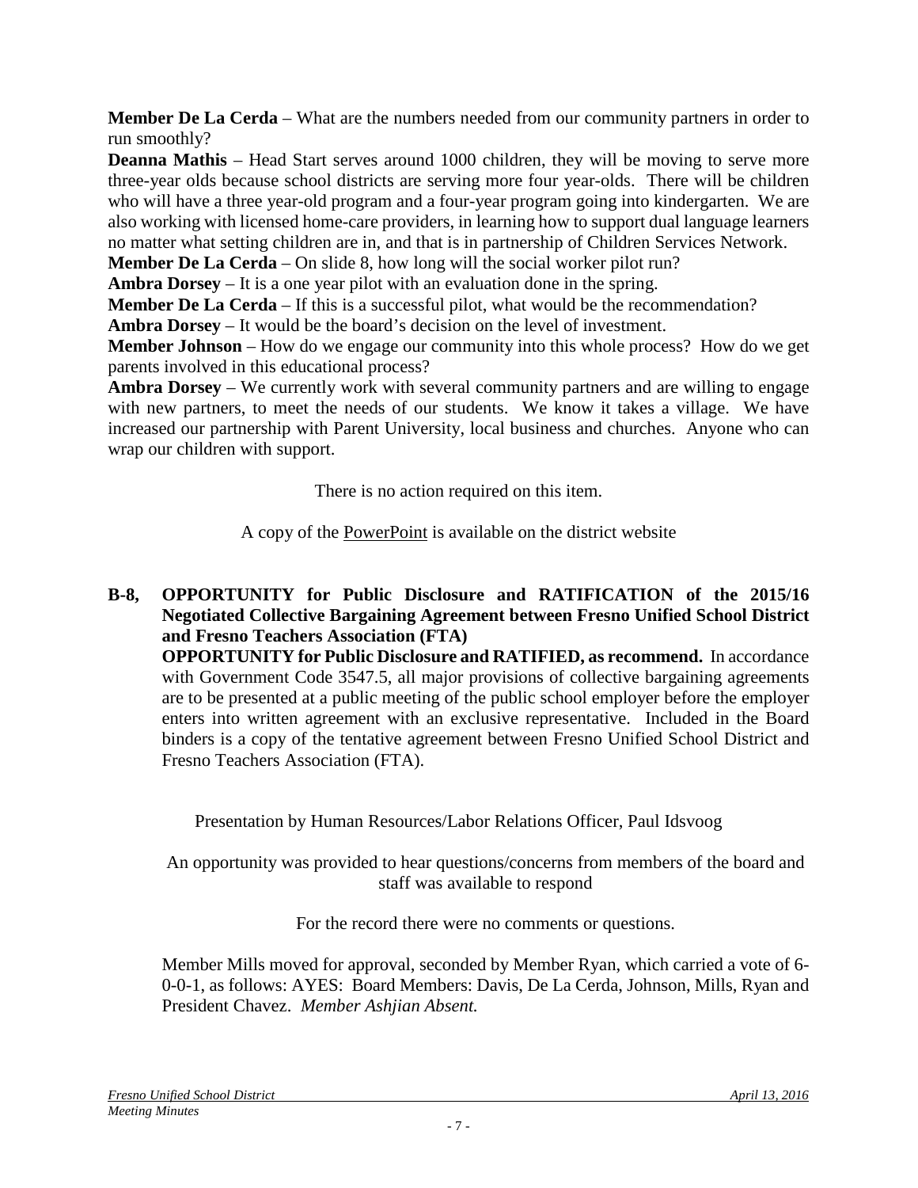**Member De La Cerda** – What are the numbers needed from our community partners in order to run smoothly?

**Deanna Mathis** – Head Start serves around 1000 children, they will be moving to serve more three-year olds because school districts are serving more four year-olds. There will be children who will have a three year-old program and a four-year program going into kindergarten. We are also working with licensed home-care providers, in learning how to support dual language learners no matter what setting children are in, and that is in partnership of Children Services Network.

**Member De La Cerda** – On slide 8, how long will the social worker pilot run?

**Ambra Dorsey** – It is a one year pilot with an evaluation done in the spring.

**Member De La Cerda** – If this is a successful pilot, what would be the recommendation?

**Ambra Dorsey** – It would be the board's decision on the level of investment.

**Member Johnson** – How do we engage our community into this whole process? How do we get parents involved in this educational process?

**Ambra Dorsey** – We currently work with several community partners and are willing to engage with new partners, to meet the needs of our students. We know it takes a village. We have increased our partnership with Parent University, local business and churches. Anyone who can wrap our children with support.

There is no action required on this item.

A copy of the PowerPoint is available on the district website

**B-8, OPPORTUNITY for Public Disclosure and RATIFICATION of the 2015/16 Negotiated Collective Bargaining Agreement between Fresno Unified School District and Fresno Teachers Association (FTA)**

**OPPORTUNITY for Public Disclosure and RATIFIED, as recommend.** In accordance with Government Code 3547.5, all major provisions of collective bargaining agreements are to be presented at a public meeting of the public school employer before the employer enters into written agreement with an exclusive representative. Included in the Board binders is a copy of the tentative agreement between Fresno Unified School District and Fresno Teachers Association (FTA).

Presentation by Human Resources/Labor Relations Officer, Paul Idsvoog

An opportunity was provided to hear questions/concerns from members of the board and staff was available to respond

For the record there were no comments or questions.

Member Mills moved for approval, seconded by Member Ryan, which carried a vote of 6-0-0-1, as follows: AYES: Board Members: Davis, De La Cerda, Johnson, Mills, Ryan and President Chavez. *Member Ashjian Absent.*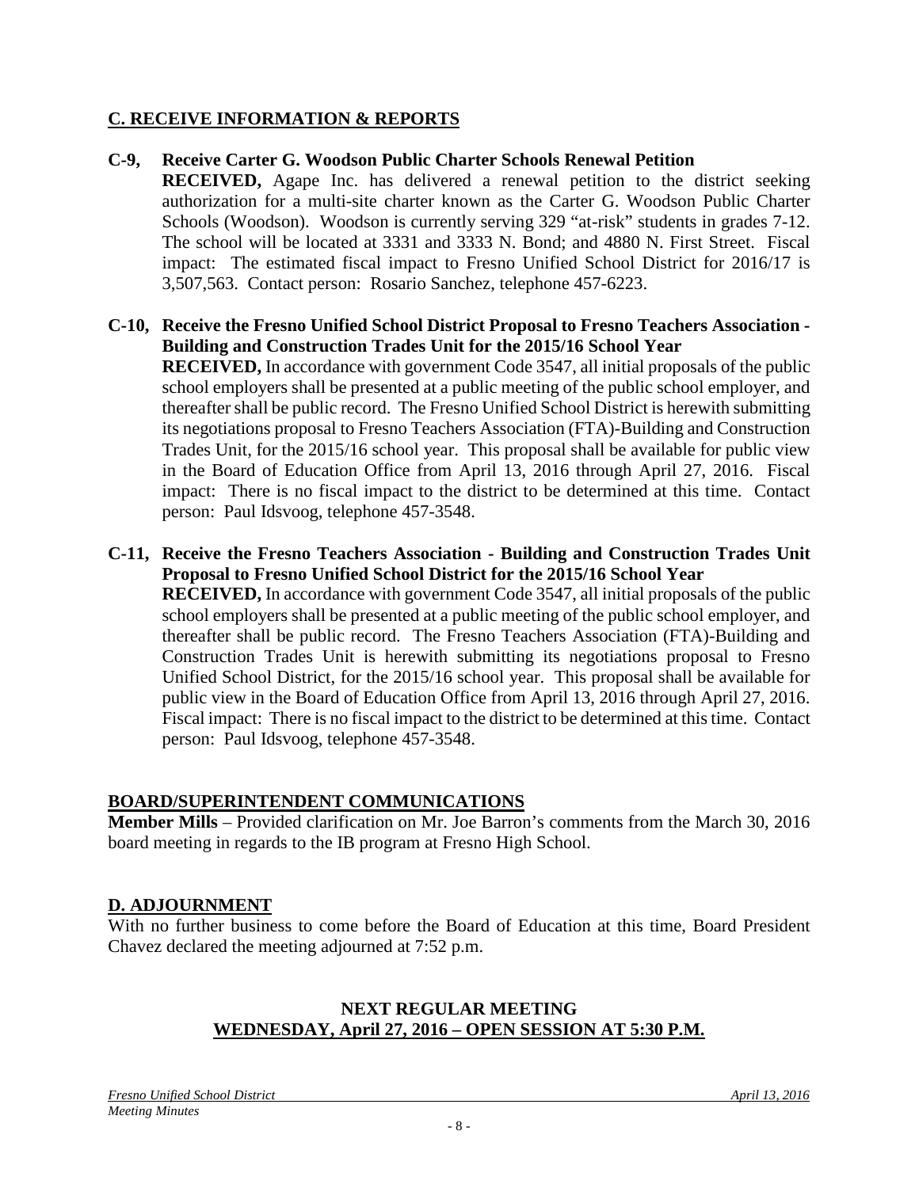## C. RECEIVE INFORMATION & REPORTS

**C-9, Receive Carter G. Woodson Public Charter Schools Renewal Petition**

**RECEIVED,** Agape Inc. has delivered a renewal petition to the district seeking authorization for a multi-site charter known as the Carter G. Woodson Public Charter Schools (Woodson). Woodson is currently serving 329 "at-risk" students in grades 7-12. The school will be located at 3331 and 3333 N. Bond; and 4880 N. First Street. Fiscal impact: The estimated fiscal impact to Fresno Unified School District for 2016/17 is 3,507,563. Contact person: Rosario Sanchez, telephone 457-6223.

**C-10, Receive the Fresno Unified School District Proposal to Fresno Teachers Association - Building and Construction Trades Unit for the 2015/16 School Year**

**RECEIVED,** In accordance with government Code 3547, all initial proposals of the public school employers shall be presented at a public meeting of the public school employer, and thereafter shall be public record. The Fresno Unified School District is herewith submitting its negotiations proposal to Fresno Teachers Association (FTA)-Building and Construction Trades Unit, for the 2015/16 school year. This proposal shall be available for public view in the Board of Education Office from April 13, 2016 through April 27, 2016. Fiscal impact: There is no fiscal impact to the district to be determined at this time. Contact person: Paul Idsvoog, telephone 457-3548.

**C-11, Receive the Fresno Teachers Association - Building and Construction Trades Unit Proposal to Fresno Unified School District for the 2015/16 School Year**

**RECEIVED,** In accordance with government Code 3547, all initial proposals of the public school employers shall be presented at a public meeting of the public school employer, and thereafter shall be public record. The Fresno Teachers Association (FTA)-Building and Construction Trades Unit is herewith submitting its negotiations proposal to Fresno Unified School District, for the 2015/16 school year. This proposal shall be available for public view in the Board of Education Office from April 13, 2016 through April 27, 2016. Fiscal impact: There is no fiscal impact to the district to be determined at this time. Contact person: Paul Idsvoog, telephone 457-3548.

## BOARD/SUPERINTENDENT COMMUNICATIONS

**Member Mills** – Provided clarification on Mr. Joe Barron's comments from the March 30, 2016 board meeting in regards to the IB program at Fresno High School.

## D. ADJOURNMENT

With no further business to come before the Board of Education at this time, Board President Chavez declared the meeting adjourned at 7:52 p.m.

**NEXT REGULAR MEETING**
**WEDNESDAY, April 27, 2016 – OPEN SESSION AT 5:30 P.M.**